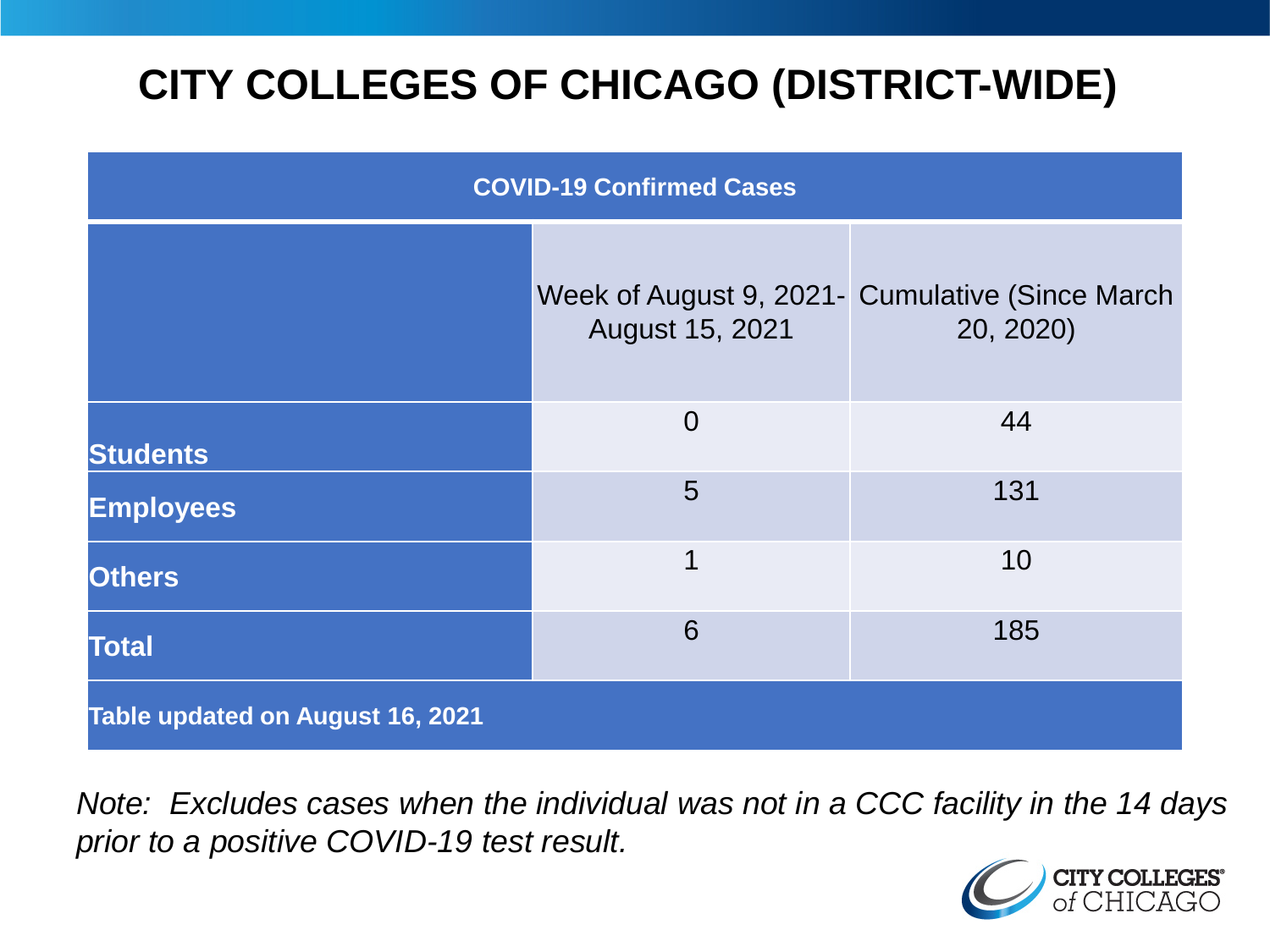# CITY COLLEGES OF CHICAGO (DISTRICT-WIDE)

| COVID-19 Confirmed Cases | | |
|---|---|---|
| | Week of August 9, 2021- August 15, 2021 | Cumulative (Since March 20, 2020) |
| **Students** | 0 | 44 |
| **Employees** | 5 | 131 |
| **Others** | 1 | 10 |
| **Total** | 6 | 185 |
| **Table updated on August 16, 2021** | | |

*Note: Excludes cases when the individual was not in a CCC facility in the 14 days prior to a positive COVID-19 test result.*

CITY COLLEGES of CHICAGO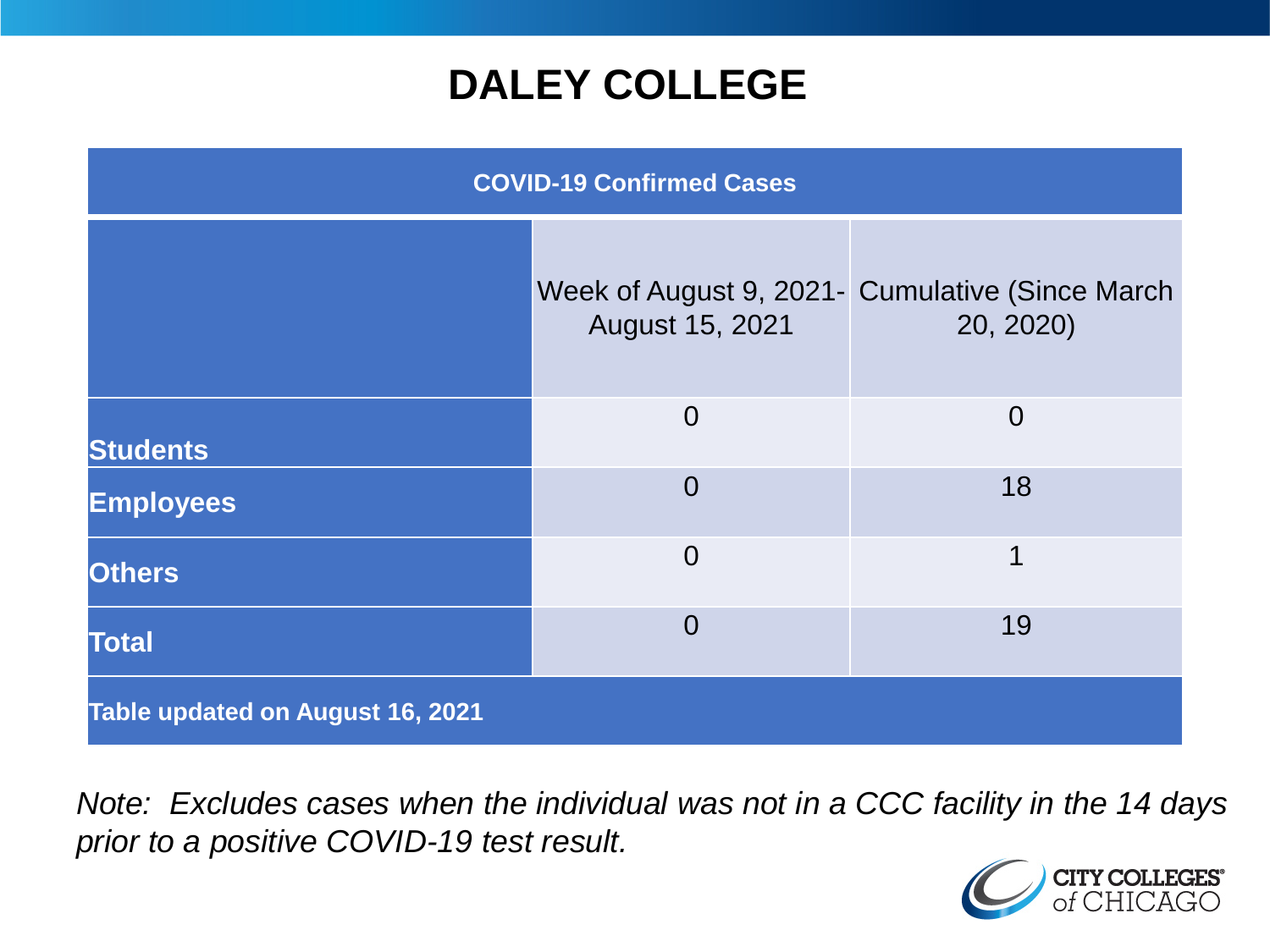# DALEY COLLEGE

| COVID-19 Confirmed Cases | | |
|---|---|---|
| | Week of August 9, 2021- August 15, 2021 | Cumulative (Since March 20, 2020) |
| **Students** | 0 | 0 |
| **Employees** | 0 | 18 |
| **Others** | 0 | 1 |
| **Total** | 0 | 19 |
| **Table updated on August 16, 2021** | | |

*Note: Excludes cases when the individual was not in a CCC facility in the 14 days prior to a positive COVID-19 test result.*

CITY COLLEGES of CHICAGO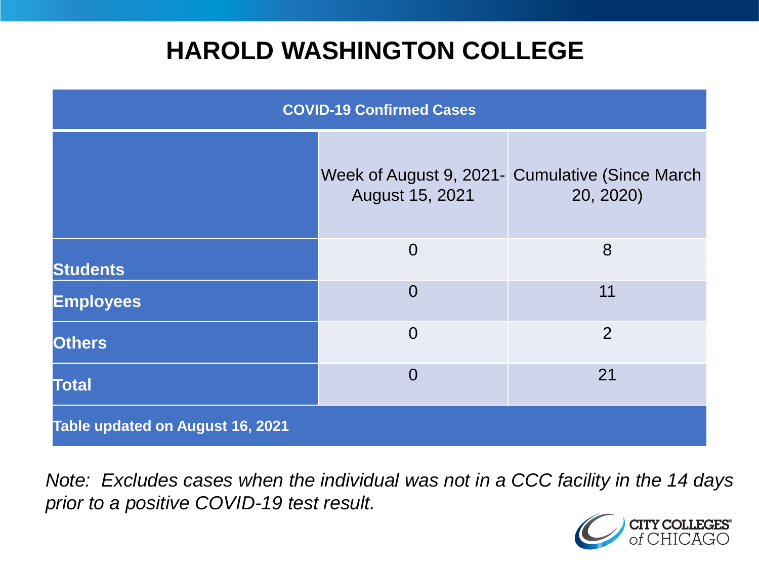# HAROLD WASHINGTON COLLEGE

| COVID-19 Confirmed Cases | | |
|---|---|---|
| | Week of August 9, 2021- August 15, 2021 | Cumulative (Since March 20, 2020) |
| **Students** | 0 | 8 |
| **Employees** | 0 | 11 |
| **Others** | 0 | 2 |
| **Total** | 0 | 21 |
| **Table updated on August 16, 2021** | | |

*Note: Excludes cases when the individual was not in a CCC facility in the 14 days prior to a positive COVID-19 test result.*

CITY COLLEGES of CHICAGO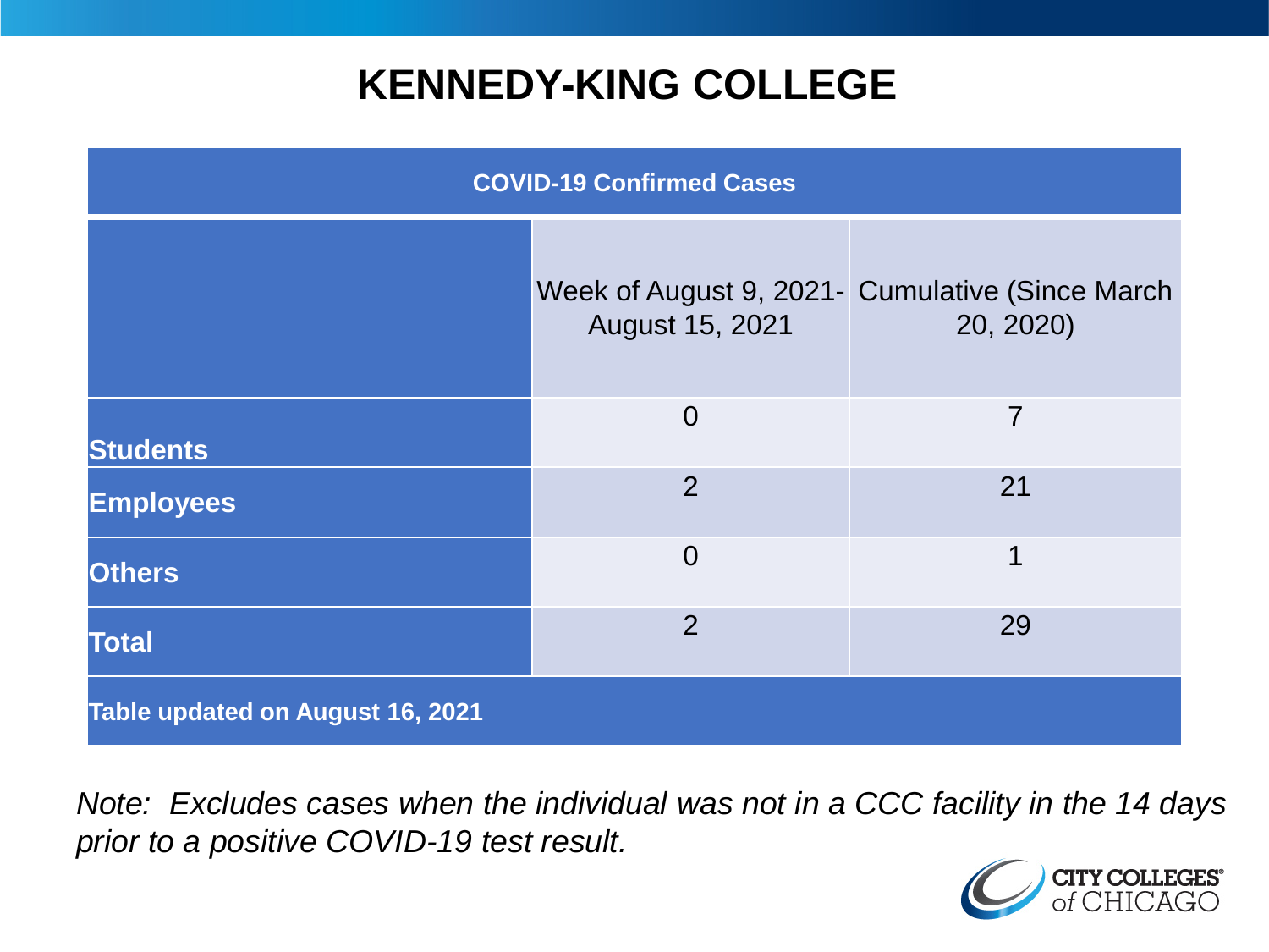# KENNEDY-KING COLLEGE

| COVID-19 Confirmed Cases | | |
|---|---|---|
| | Week of August 9, 2021- August 15, 2021 | Cumulative (Since March 20, 2020) |
| **Students** | 0 | 7 |
| **Employees** | 2 | 21 |
| **Others** | 0 | 1 |
| **Total** | 2 | 29 |
| **Table updated on August 16, 2021** | | |

*Note: Excludes cases when the individual was not in a CCC facility in the 14 days prior to a positive COVID-19 test result.*

CITY COLLEGES of CHICAGO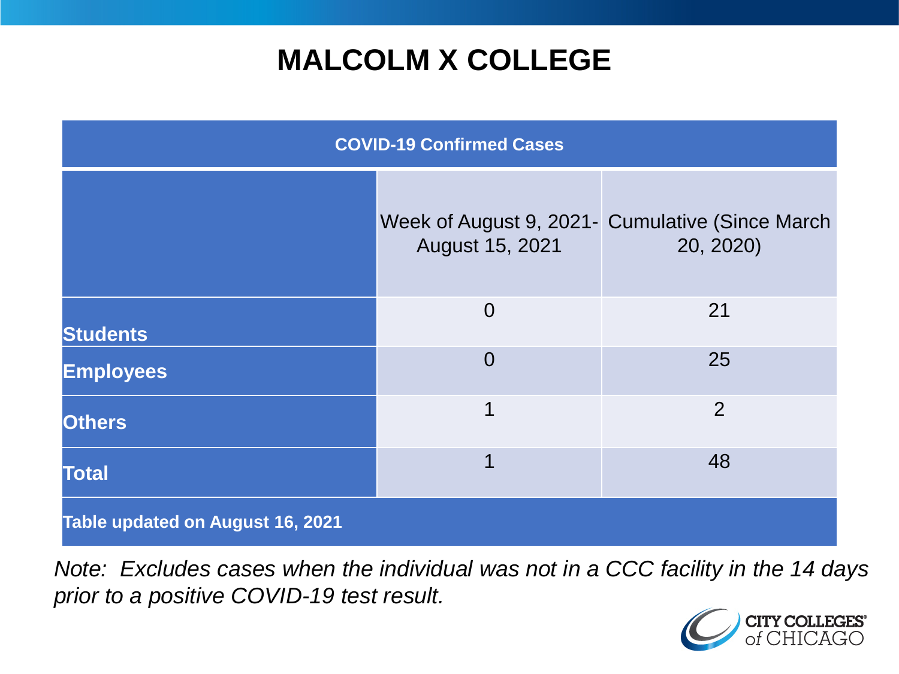# MALCOLM X COLLEGE

| COVID-19 Confirmed Cases | | |
|---|---|---|
| | Week of August 9, 2021- August 15, 2021 | Cumulative (Since March 20, 2020) |
| **Students** | 0 | 21 |
| **Employees** | 0 | 25 |
| **Others** | 1 | 2 |
| **Total** | 1 | 48 |
| **Table updated on August 16, 2021** | | |

*Note: Excludes cases when the individual was not in a CCC facility in the 14 days prior to a positive COVID-19 test result.*

CITY COLLEGES of CHICAGO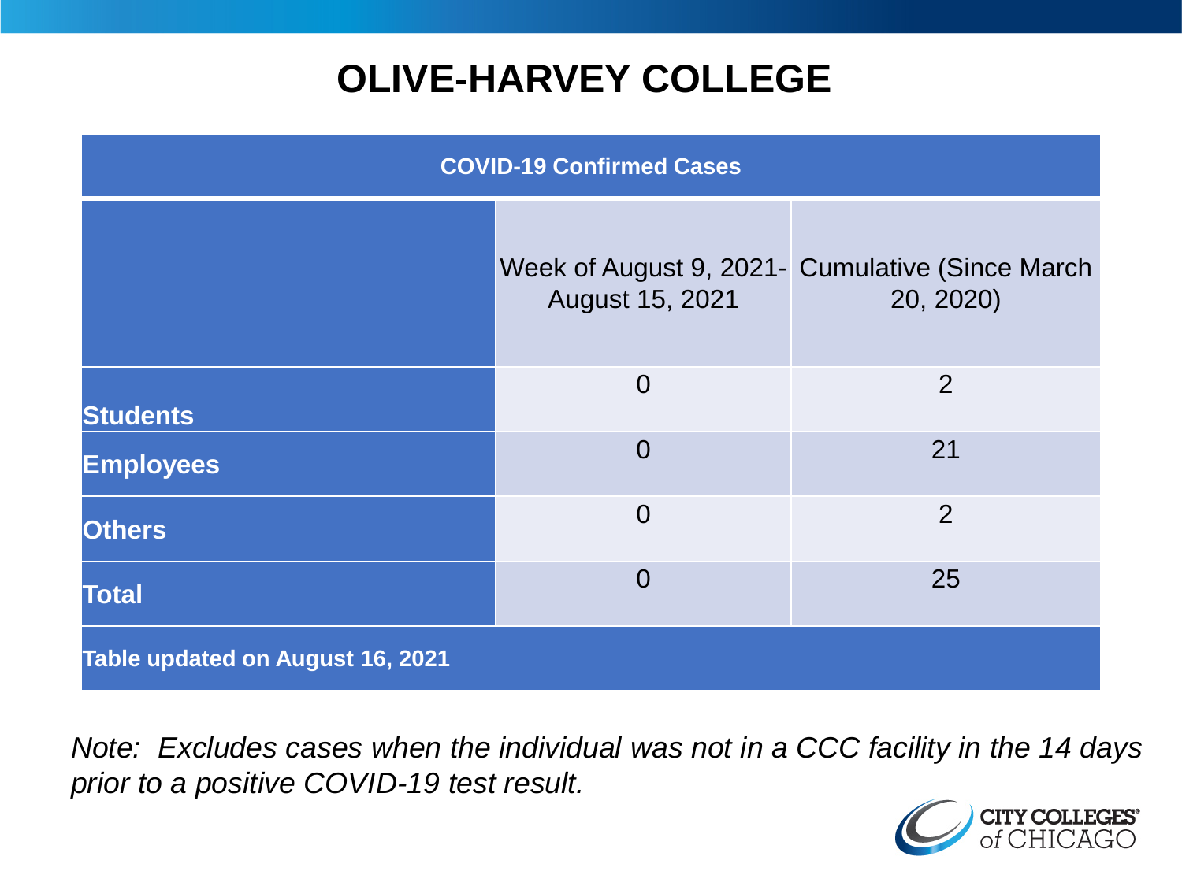# OLIVE-HARVEY COLLEGE

| COVID-19 Confirmed Cases | | |
|---|---|---|
| | Week of August 9, 2021- August 15, 2021 | Cumulative (Since March 20, 2020) |
| **Students** | 0 | 2 |
| **Employees** | 0 | 21 |
| **Others** | 0 | 2 |
| **Total** | 0 | 25 |
| **Table updated on August 16, 2021** | | |

*Note: Excludes cases when the individual was not in a CCC facility in the 14 days prior to a positive COVID-19 test result.*

CITY COLLEGES of CHICAGO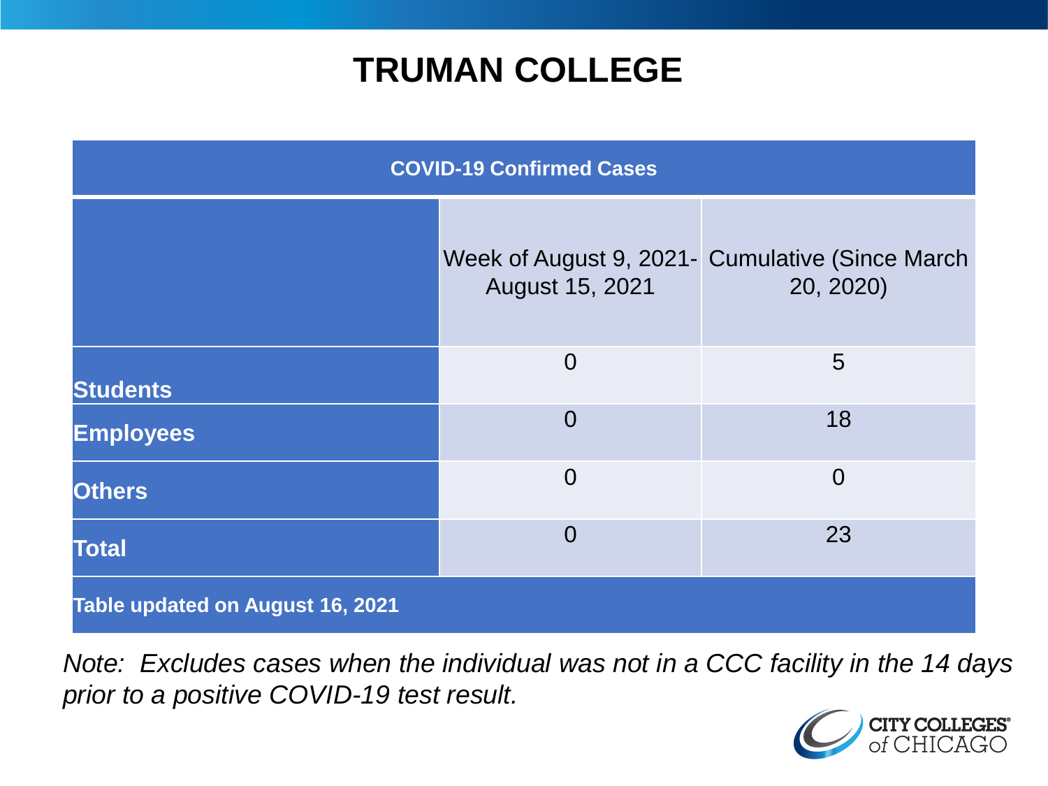# TRUMAN COLLEGE

| COVID-19 Confirmed Cases | | |
|---|---|---|
| | Week of August 9, 2021- August 15, 2021 | Cumulative (Since March 20, 2020) |
| **Students** | 0 | 5 |
| **Employees** | 0 | 18 |
| **Others** | 0 | 0 |
| **Total** | 0 | 23 |
| **Table updated on August 16, 2021** | | |

*Note: Excludes cases when the individual was not in a CCC facility in the 14 days prior to a positive COVID-19 test result.*

CITY COLLEGES of CHICAGO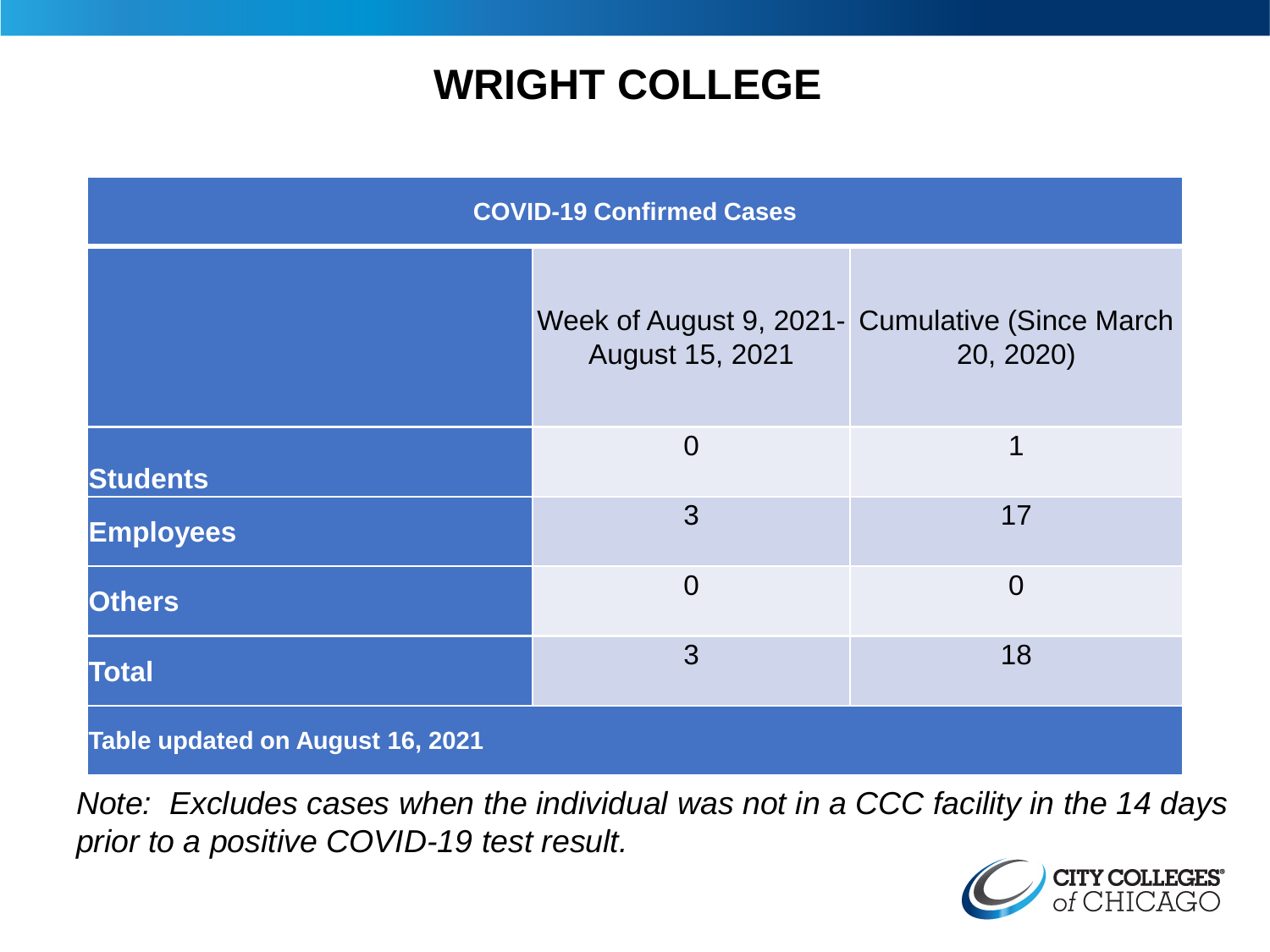# WRIGHT COLLEGE

| COVID-19 Confirmed Cases | | |
|---|---|---|
| | Week of August 9, 2021- August 15, 2021 | Cumulative (Since March 20, 2020) |
| **Students** | 0 | 1 |
| **Employees** | 3 | 17 |
| **Others** | 0 | 0 |
| **Total** | 3 | 18 |
| **Table updated on August 16, 2021** | | |

*Note: Excludes cases when the individual was not in a CCC facility in the 14 days prior to a positive COVID-19 test result.*

CITY COLLEGES of CHICAGO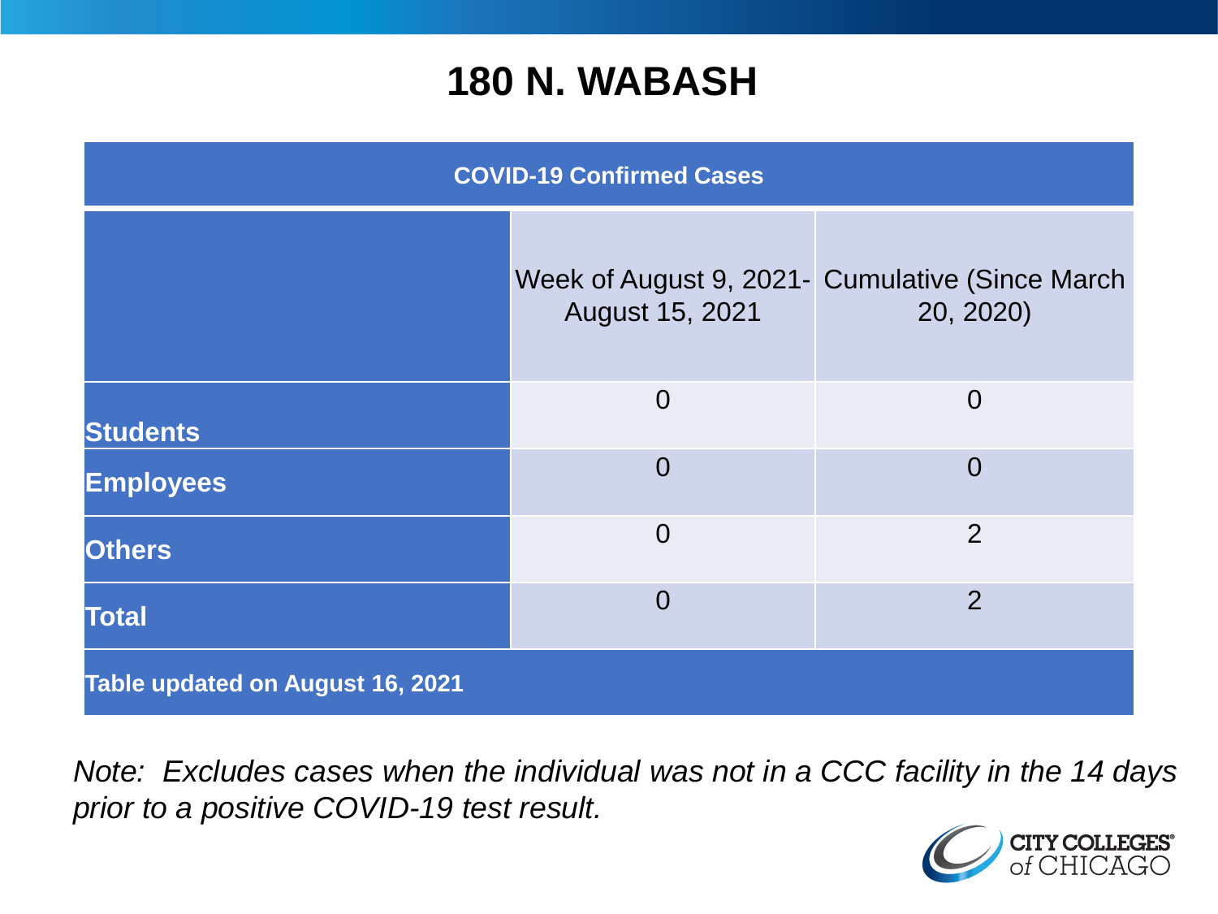# 180 N. WABASH

| COVID-19 Confirmed Cases | | |
|---|---|---|
| | Week of August 9, 2021- August 15, 2021 | Cumulative (Since March 20, 2020) |
| **Students** | 0 | 0 |
| **Employees** | 0 | 0 |
| **Others** | 0 | 2 |
| **Total** | 0 | 2 |
| **Table updated on August 16, 2021** | | |

*Note: Excludes cases when the individual was not in a CCC facility in the 14 days prior to a positive COVID-19 test result.*

CITY COLLEGES of CHICAGO